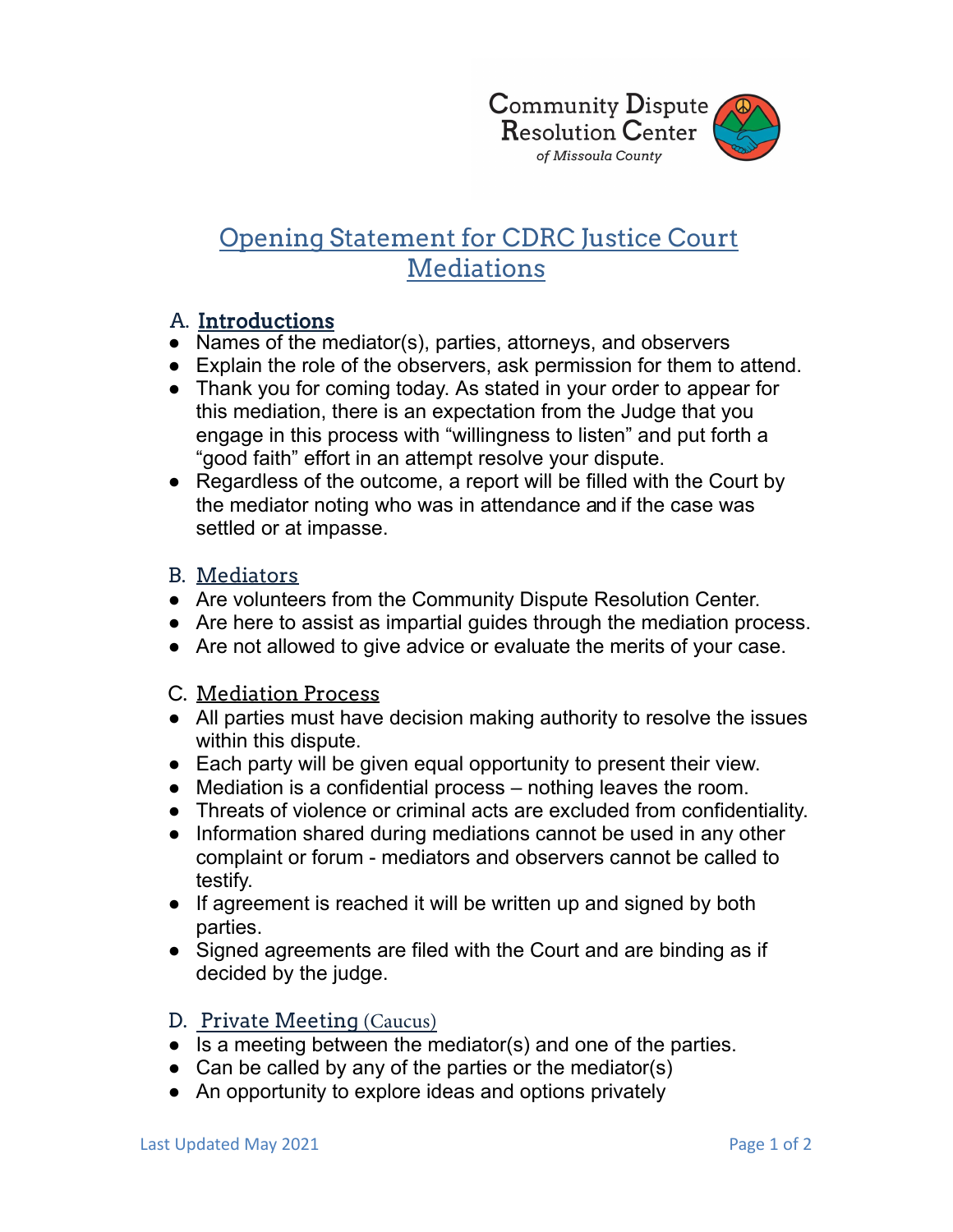Community Dispute Resolution Center
*of Missoula County*

# Opening Statement for CDRC Justice Court Mediations

## A. Introductions

- Names of the mediator(s), parties, attorneys, and observers
- Explain the role of the observers, ask permission for them to attend.
- Thank you for coming today. As stated in your order to appear for this mediation, there is an expectation from the Judge that you engage in this process with "willingness to listen" and put forth a "good faith" effort in an attempt resolve your dispute.
- Regardless of the outcome, a report will be filled with the Court by the mediator noting who was in attendance and if the case was settled or at impasse.

## B. Mediators

- Are volunteers from the Community Dispute Resolution Center.
- Are here to assist as impartial guides through the mediation process.
- Are not allowed to give advice or evaluate the merits of your case.

## C. Mediation Process

- All parties must have decision making authority to resolve the issues within this dispute.
- Each party will be given equal opportunity to present their view.
- Mediation is a confidential process – nothing leaves the room.
- Threats of violence or criminal acts are excluded from confidentiality.
- Information shared during mediations cannot be used in any other complaint or forum - mediators and observers cannot be called to testify.
- If agreement is reached it will be written up and signed by both parties.
- Signed agreements are filed with the Court and are binding as if decided by the judge.

## D. Private Meeting (Caucus)

- Is a meeting between the mediator(s) and one of the parties.
- Can be called by any of the parties or the mediator(s)
- An opportunity to explore ideas and options privately

Last Updated May 2021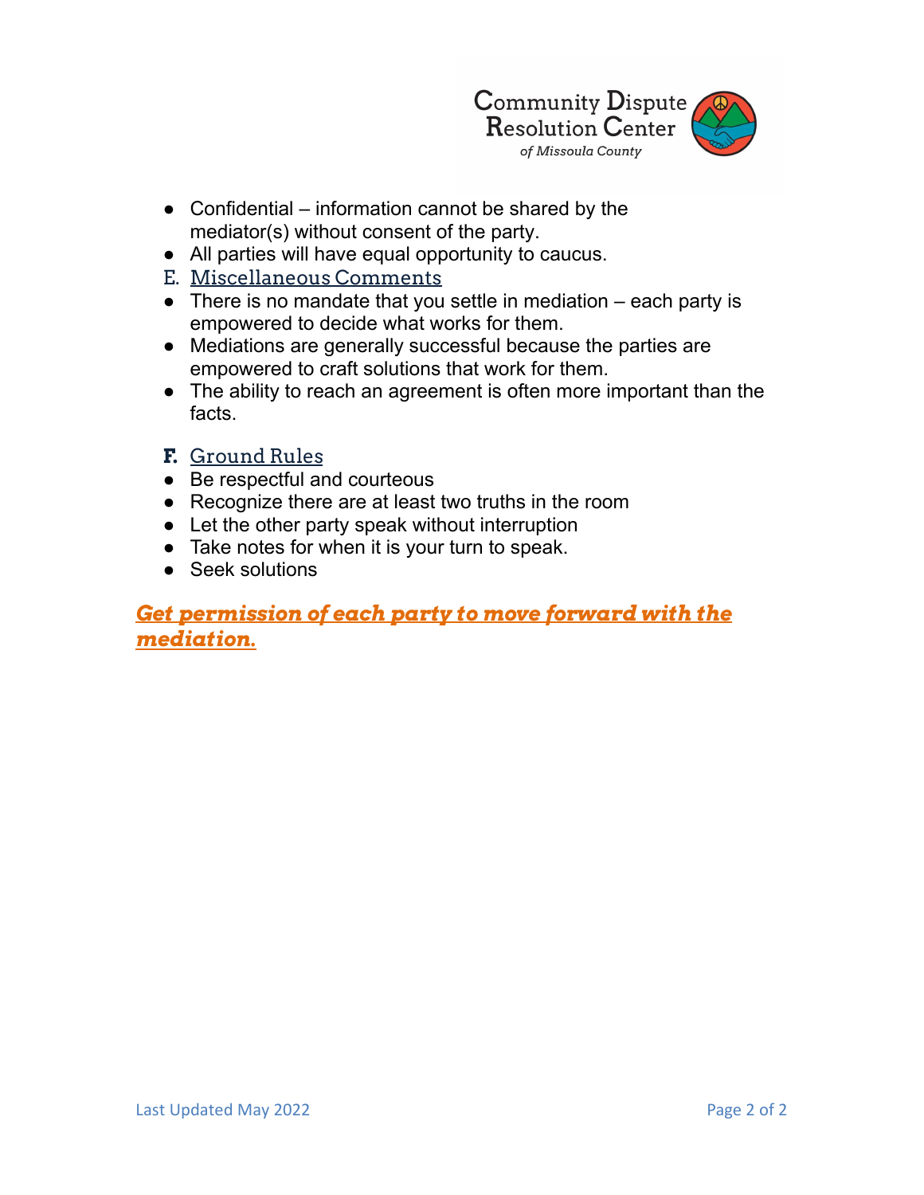- Confidential – information cannot be shared by the mediator(s) without consent of the party.
- All parties will have equal opportunity to caucus.

### E. Miscellaneous Comments

- There is no mandate that you settle in mediation – each party is empowered to decide what works for them.
- Mediations are generally successful because the parties are empowered to craft solutions that work for them.
- The ability to reach an agreement is often more important than the facts.

### F. Ground Rules

- Be respectful and courteous
- Recognize there are at least two truths in the room
- Let the other party speak without interruption
- Take notes for when it is your turn to speak.
- Seek solutions

***Get permission of each party to move forward with the mediation.***